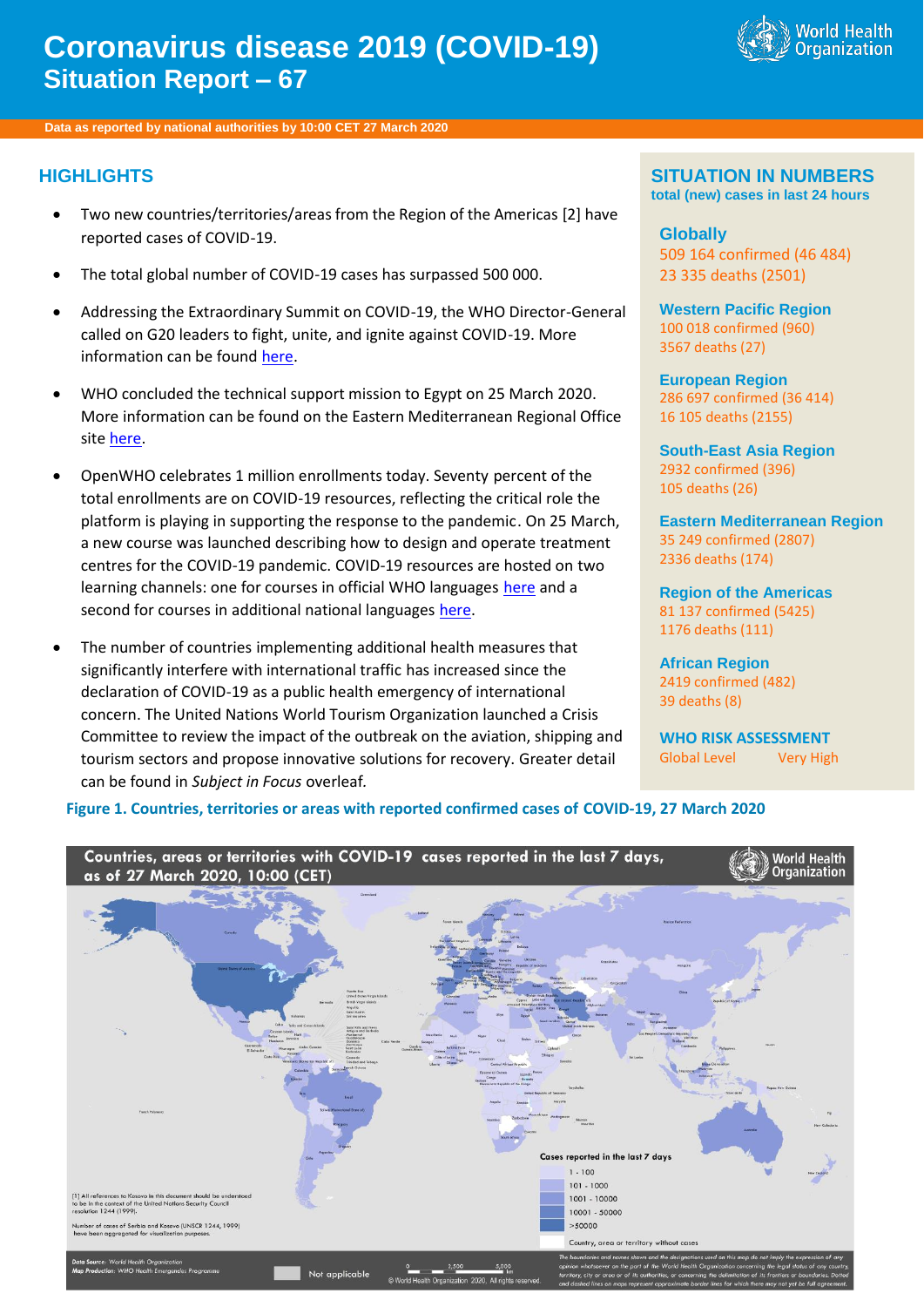# Coronavirus disease 2019 (COVID-19)
## Situation Report – 67

**Data as reported by national authorities by 10:00 CET 27 March 2020**

## HIGHLIGHTS

- Two new countries/territories/areas from the Region of the Americas [2] have reported cases of COVID-19.
- The total global number of COVID-19 cases has surpassed 500 000.
- Addressing the Extraordinary Summit on COVID-19, the WHO Director-General called on G20 leaders to fight, unite, and ignite against COVID-19. More information can be found here.
- WHO concluded the technical support mission to Egypt on 25 March 2020. More information can be found on the Eastern Mediterranean Regional Office site here.
- OpenWHO celebrates 1 million enrollments today. Seventy percent of the total enrollments are on COVID-19 resources, reflecting the critical role the platform is playing in supporting the response to the pandemic. On 25 March, a new course was launched describing how to design and operate treatment centres for the COVID-19 pandemic. COVID-19 resources are hosted on two learning channels: one for courses in official WHO languages here and a second for courses in additional national languages here.
- The number of countries implementing additional health measures that significantly interfere with international traffic has increased since the declaration of COVID-19 as a public health emergency of international concern. The United Nations World Tourism Organization launched a Crisis Committee to review the impact of the outbreak on the aviation, shipping and tourism sectors and propose innovative solutions for recovery. Greater detail can be found in *Subject in Focus* overleaf.

## SITUATION IN NUMBERS
**total (new) cases in last 24 hours**

**Globally**
509 164 confirmed (46 484)
23 335 deaths (2501)

**Western Pacific Region**
100 018 confirmed (960)
3567 deaths (27)

**European Region**
286 697 confirmed (36 414)
16 105 deaths (2155)

**South-East Asia Region**
2932 confirmed (396)
105 deaths (26)

**Eastern Mediterranean Region**
35 249 confirmed (2807)
2336 deaths (174)

**Region of the Americas**
81 137 confirmed (5425)
1176 deaths (111)

**African Region**
2419 confirmed (482)
39 deaths (8)

**WHO RISK ASSESSMENT**
Global Level — Very High

**Figure 1. Countries, territories or areas with reported confirmed cases of COVID-19, 27 March 2020**

Countries, areas or territories with COVID-19 cases reported in the last 7 days, as of 27 March 2020, 10:00 (CET)

Cases reported in the last 7 days: 1 - 100; 101 - 1000; 1001 - 10000; 10001 - 50000; >50000; Country, area or territory without cases; Not applicable

[1] All references to Kosovo in this document should be understood to be in the context of the United Nations Security Council resolution 1244 (1999).

Number of cases of Serbia and Kosovo (UNSCR 1244, 1999) have been aggregated for visualization purposes.

Data Source: World Health Organization
Map Production: WHO Health Emergencies Programme

© World Health Organization 2020. All rights reserved.

The boundaries and names shown and the designations used on this map do not imply the expression of any opinion whatsoever on the part of the World Health Organization concerning the legal status of any country, territory, city or area or of its authorities, or concerning the delimitation of its frontiers or boundaries. Dotted and dashed lines on maps represent approximate border lines for which there may not yet be full agreement.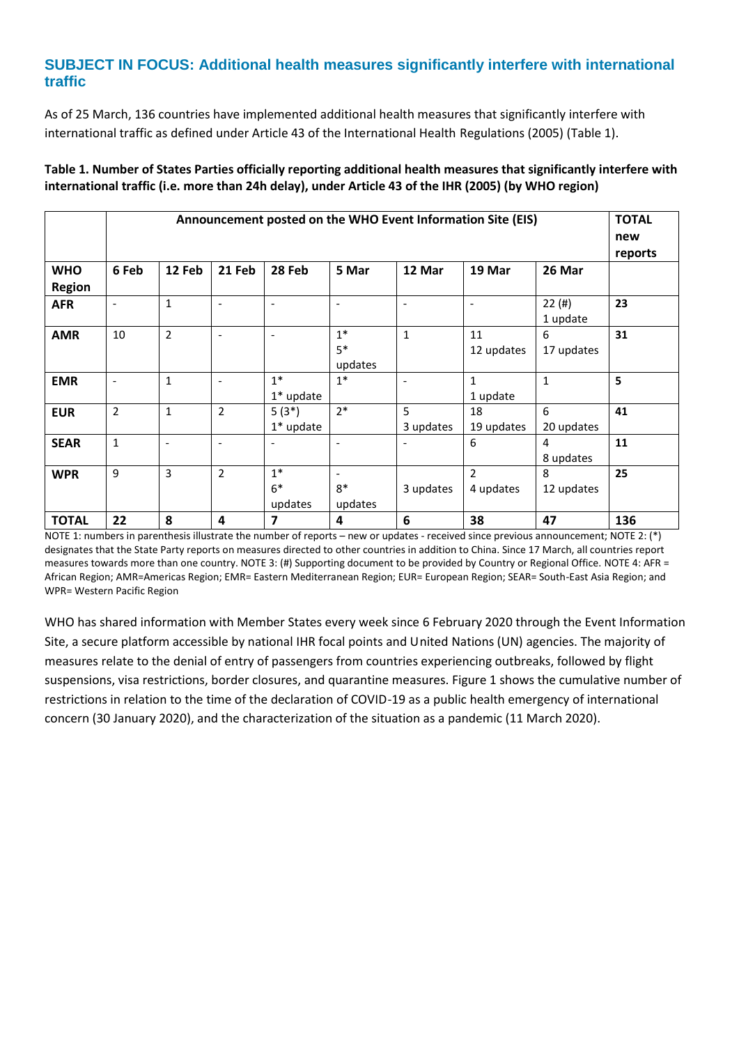## SUBJECT IN FOCUS: Additional health measures significantly interfere with international traffic

As of 25 March, 136 countries have implemented additional health measures that significantly interfere with international traffic as defined under Article 43 of the International Health Regulations (2005) (Table 1).

**Table 1. Number of States Parties officially reporting additional health measures that significantly interfere with international traffic (i.e. more than 24h delay), under Article 43 of the IHR (2005) (by WHO region)**

| | Announcement posted on the WHO Event Information Site (EIS) | | | | | | | | TOTAL new reports |
|---|---|---|---|---|---|---|---|---|---|
| **WHO Region** | **6 Feb** | **12 Feb** | **21 Feb** | **28 Feb** | **5 Mar** | **12 Mar** | **19 Mar** | **26 Mar** | |
| **AFR** | - | 1 | - | - | - | - | - | 22 (#) 1 update | **23** |
| **AMR** | 10 | 2 | - | - | 1* 5* updates | 1 | 11 12 updates | 6 17 updates | **31** |
| **EMR** | - | 1 | - | 1* 1* update | 1* | - | 1 1 update | 1 | **5** |
| **EUR** | 2 | 1 | 2 | 5 (3*) 1* update | 2* | 5 3 updates | 18 19 updates | 6 20 updates | **41** |
| **SEAR** | 1 | - | - | - | - | - | 6 | 4 8 updates | **11** |
| **WPR** | 9 | 3 | 2 | 1* 6* updates | - 8* updates | 3 updates | 2 4 updates | 8 12 updates | **25** |
| **TOTAL** | **22** | **8** | **4** | **7** | **4** | **6** | **38** | **47** | **136** |

NOTE 1: numbers in parenthesis illustrate the number of reports – new or updates - received since previous announcement; NOTE 2: (*) designates that the State Party reports on measures directed to other countries in addition to China. Since 17 March, all countries report measures towards more than one country. NOTE 3: (#) Supporting document to be provided by Country or Regional Office. NOTE 4: AFR = African Region; AMR=Americas Region; EMR= Eastern Mediterranean Region; EUR= European Region; SEAR= South-East Asia Region; and WPR= Western Pacific Region

WHO has shared information with Member States every week since 6 February 2020 through the Event Information Site, a secure platform accessible by national IHR focal points and United Nations (UN) agencies. The majority of measures relate to the denial of entry of passengers from countries experiencing outbreaks, followed by flight suspensions, visa restrictions, border closures, and quarantine measures. Figure 1 shows the cumulative number of restrictions in relation to the time of the declaration of COVID-19 as a public health emergency of international concern (30 January 2020), and the characterization of the situation as a pandemic (11 March 2020).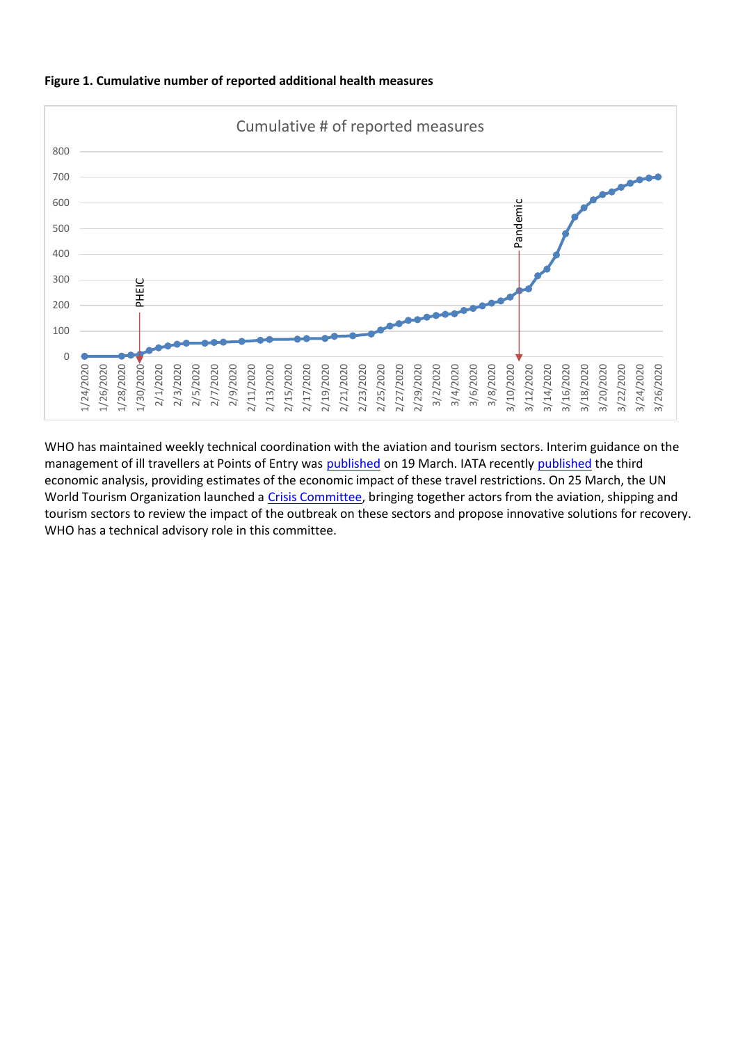**Figure 1. Cumulative number of reported additional health measures**

WHO has maintained weekly technical coordination with the aviation and tourism sectors. Interim guidance on the management of ill travellers at Points of Entry was published on 19 March. IATA recently published the third economic analysis, providing estimates of the economic impact of these travel restrictions. On 25 March, the UN World Tourism Organization launched a Crisis Committee, bringing together actors from the aviation, shipping and tourism sectors to review the impact of the outbreak on these sectors and propose innovative solutions for recovery. WHO has a technical advisory role in this committee.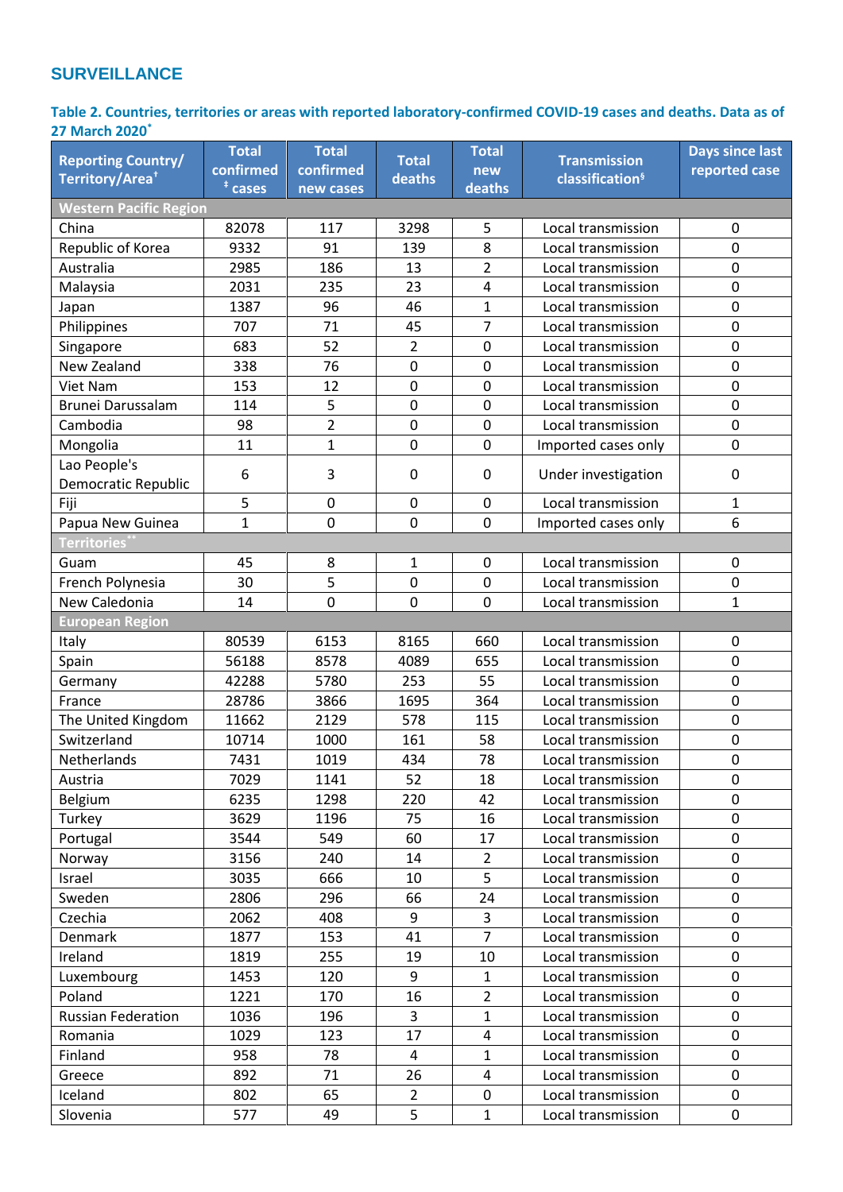## SURVEILLANCE

**Table 2. Countries, territories or areas with reported laboratory-confirmed COVID-19 cases and deaths. Data as of 27 March 2020***

| Reporting Country/ Territory/Area† | Total confirmed ‡ cases | Total confirmed new cases | Total deaths | Total new deaths | Transmission classification§ | Days since last reported case |
|---|---|---|---|---|---|---|
| **Western Pacific Region** | | | | | | |
| China | 82078 | 117 | 3298 | 5 | Local transmission | 0 |
| Republic of Korea | 9332 | 91 | 139 | 8 | Local transmission | 0 |
| Australia | 2985 | 186 | 13 | 2 | Local transmission | 0 |
| Malaysia | 2031 | 235 | 23 | 4 | Local transmission | 0 |
| Japan | 1387 | 96 | 46 | 1 | Local transmission | 0 |
| Philippines | 707 | 71 | 45 | 7 | Local transmission | 0 |
| Singapore | 683 | 52 | 2 | 0 | Local transmission | 0 |
| New Zealand | 338 | 76 | 0 | 0 | Local transmission | 0 |
| Viet Nam | 153 | 12 | 0 | 0 | Local transmission | 0 |
| Brunei Darussalam | 114 | 5 | 0 | 0 | Local transmission | 0 |
| Cambodia | 98 | 2 | 0 | 0 | Local transmission | 0 |
| Mongolia | 11 | 1 | 0 | 0 | Imported cases only | 0 |
| Lao People's Democratic Republic | 6 | 3 | 0 | 0 | Under investigation | 0 |
| Fiji | 5 | 0 | 0 | 0 | Local transmission | 1 |
| Papua New Guinea | 1 | 0 | 0 | 0 | Imported cases only | 6 |
| **Territories**** | | | | | | |
| Guam | 45 | 8 | 1 | 0 | Local transmission | 0 |
| French Polynesia | 30 | 5 | 0 | 0 | Local transmission | 0 |
| New Caledonia | 14 | 0 | 0 | 0 | Local transmission | 1 |
| **European Region** | | | | | | |
| Italy | 80539 | 6153 | 8165 | 660 | Local transmission | 0 |
| Spain | 56188 | 8578 | 4089 | 655 | Local transmission | 0 |
| Germany | 42288 | 5780 | 253 | 55 | Local transmission | 0 |
| France | 28786 | 3866 | 1695 | 364 | Local transmission | 0 |
| The United Kingdom | 11662 | 2129 | 578 | 115 | Local transmission | 0 |
| Switzerland | 10714 | 1000 | 161 | 58 | Local transmission | 0 |
| Netherlands | 7431 | 1019 | 434 | 78 | Local transmission | 0 |
| Austria | 7029 | 1141 | 52 | 18 | Local transmission | 0 |
| Belgium | 6235 | 1298 | 220 | 42 | Local transmission | 0 |
| Turkey | 3629 | 1196 | 75 | 16 | Local transmission | 0 |
| Portugal | 3544 | 549 | 60 | 17 | Local transmission | 0 |
| Norway | 3156 | 240 | 14 | 2 | Local transmission | 0 |
| Israel | 3035 | 666 | 10 | 5 | Local transmission | 0 |
| Sweden | 2806 | 296 | 66 | 24 | Local transmission | 0 |
| Czechia | 2062 | 408 | 9 | 3 | Local transmission | 0 |
| Denmark | 1877 | 153 | 41 | 7 | Local transmission | 0 |
| Ireland | 1819 | 255 | 19 | 10 | Local transmission | 0 |
| Luxembourg | 1453 | 120 | 9 | 1 | Local transmission | 0 |
| Poland | 1221 | 170 | 16 | 2 | Local transmission | 0 |
| Russian Federation | 1036 | 196 | 3 | 1 | Local transmission | 0 |
| Romania | 1029 | 123 | 17 | 4 | Local transmission | 0 |
| Finland | 958 | 78 | 4 | 1 | Local transmission | 0 |
| Greece | 892 | 71 | 26 | 4 | Local transmission | 0 |
| Iceland | 802 | 65 | 2 | 0 | Local transmission | 0 |
| Slovenia | 577 | 49 | 5 | 1 | Local transmission | 0 |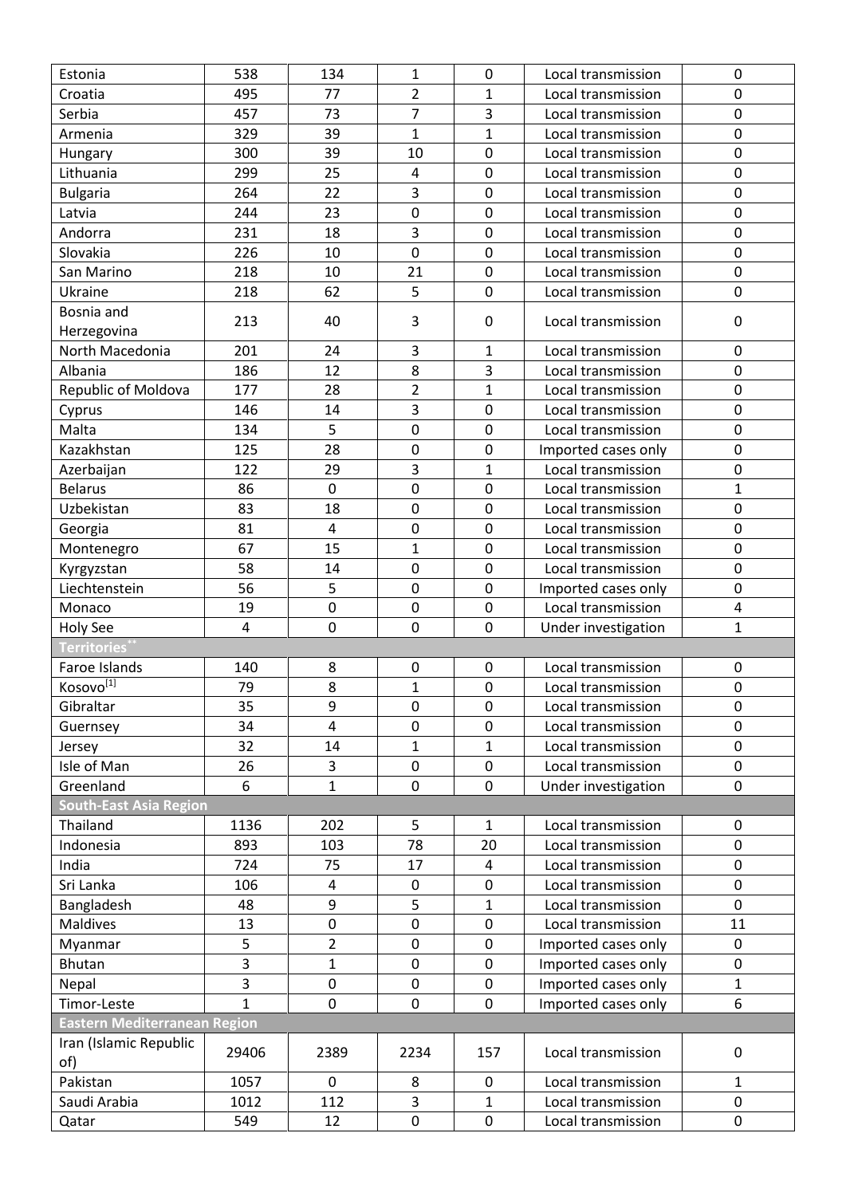| | | | | | | |
|---|---|---|---|---|---|---|
| Estonia | 538 | 134 | 1 | 0 | Local transmission | 0 |
| Croatia | 495 | 77 | 2 | 1 | Local transmission | 0 |
| Serbia | 457 | 73 | 7 | 3 | Local transmission | 0 |
| Armenia | 329 | 39 | 1 | 1 | Local transmission | 0 |
| Hungary | 300 | 39 | 10 | 0 | Local transmission | 0 |
| Lithuania | 299 | 25 | 4 | 0 | Local transmission | 0 |
| Bulgaria | 264 | 22 | 3 | 0 | Local transmission | 0 |
| Latvia | 244 | 23 | 0 | 0 | Local transmission | 0 |
| Andorra | 231 | 18 | 3 | 0 | Local transmission | 0 |
| Slovakia | 226 | 10 | 0 | 0 | Local transmission | 0 |
| San Marino | 218 | 10 | 21 | 0 | Local transmission | 0 |
| Ukraine | 218 | 62 | 5 | 0 | Local transmission | 0 |
| Bosnia and Herzegovina | 213 | 40 | 3 | 0 | Local transmission | 0 |
| North Macedonia | 201 | 24 | 3 | 1 | Local transmission | 0 |
| Albania | 186 | 12 | 8 | 3 | Local transmission | 0 |
| Republic of Moldova | 177 | 28 | 2 | 1 | Local transmission | 0 |
| Cyprus | 146 | 14 | 3 | 0 | Local transmission | 0 |
| Malta | 134 | 5 | 0 | 0 | Local transmission | 0 |
| Kazakhstan | 125 | 28 | 0 | 0 | Imported cases only | 0 |
| Azerbaijan | 122 | 29 | 3 | 1 | Local transmission | 0 |
| Belarus | 86 | 0 | 0 | 0 | Local transmission | 1 |
| Uzbekistan | 83 | 18 | 0 | 0 | Local transmission | 0 |
| Georgia | 81 | 4 | 0 | 0 | Local transmission | 0 |
| Montenegro | 67 | 15 | 1 | 0 | Local transmission | 0 |
| Kyrgyzstan | 58 | 14 | 0 | 0 | Local transmission | 0 |
| Liechtenstein | 56 | 5 | 0 | 0 | Imported cases only | 0 |
| Monaco | 19 | 0 | 0 | 0 | Local transmission | 4 |
| Holy See | 4 | 0 | 0 | 0 | Under investigation | 1 |
| **Territories**** | | | | | | |
| Faroe Islands | 140 | 8 | 0 | 0 | Local transmission | 0 |
| Kosovo[1] | 79 | 8 | 1 | 0 | Local transmission | 0 |
| Gibraltar | 35 | 9 | 0 | 0 | Local transmission | 0 |
| Guernsey | 34 | 4 | 0 | 0 | Local transmission | 0 |
| Jersey | 32 | 14 | 1 | 1 | Local transmission | 0 |
| Isle of Man | 26 | 3 | 0 | 0 | Local transmission | 0 |
| Greenland | 6 | 1 | 0 | 0 | Under investigation | 0 |
| **South-East Asia Region** | | | | | | |
| Thailand | 1136 | 202 | 5 | 1 | Local transmission | 0 |
| Indonesia | 893 | 103 | 78 | 20 | Local transmission | 0 |
| India | 724 | 75 | 17 | 4 | Local transmission | 0 |
| Sri Lanka | 106 | 4 | 0 | 0 | Local transmission | 0 |
| Bangladesh | 48 | 9 | 5 | 1 | Local transmission | 0 |
| Maldives | 13 | 0 | 0 | 0 | Local transmission | 11 |
| Myanmar | 5 | 2 | 0 | 0 | Imported cases only | 0 |
| Bhutan | 3 | 1 | 0 | 0 | Imported cases only | 0 |
| Nepal | 3 | 0 | 0 | 0 | Imported cases only | 1 |
| Timor-Leste | 1 | 0 | 0 | 0 | Imported cases only | 6 |
| **Eastern Mediterranean Region** | | | | | | |
| Iran (Islamic Republic of) | 29406 | 2389 | 2234 | 157 | Local transmission | 0 |
| Pakistan | 1057 | 0 | 8 | 0 | Local transmission | 1 |
| Saudi Arabia | 1012 | 112 | 3 | 1 | Local transmission | 0 |
| Qatar | 549 | 12 | 0 | 0 | Local transmission | 0 |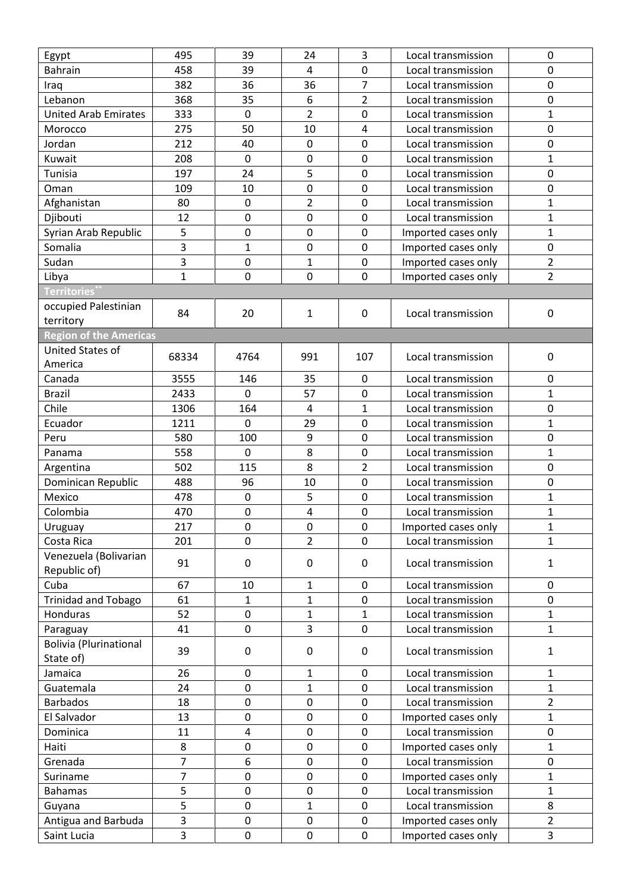| | | | | | | |
|---|---|---|---|---|---|---|
| Egypt | 495 | 39 | 24 | 3 | Local transmission | 0 |
| Bahrain | 458 | 39 | 4 | 0 | Local transmission | 0 |
| Iraq | 382 | 36 | 36 | 7 | Local transmission | 0 |
| Lebanon | 368 | 35 | 6 | 2 | Local transmission | 0 |
| United Arab Emirates | 333 | 0 | 2 | 0 | Local transmission | 1 |
| Morocco | 275 | 50 | 10 | 4 | Local transmission | 0 |
| Jordan | 212 | 40 | 0 | 0 | Local transmission | 0 |
| Kuwait | 208 | 0 | 0 | 0 | Local transmission | 1 |
| Tunisia | 197 | 24 | 5 | 0 | Local transmission | 0 |
| Oman | 109 | 10 | 0 | 0 | Local transmission | 0 |
| Afghanistan | 80 | 0 | 2 | 0 | Local transmission | 1 |
| Djibouti | 12 | 0 | 0 | 0 | Local transmission | 1 |
| Syrian Arab Republic | 5 | 0 | 0 | 0 | Imported cases only | 1 |
| Somalia | 3 | 1 | 0 | 0 | Imported cases only | 0 |
| Sudan | 3 | 0 | 1 | 0 | Imported cases only | 2 |
| Libya | 1 | 0 | 0 | 0 | Imported cases only | 2 |
| **Territories**[**] | | | | | | |
| occupied Palestinian territory | 84 | 20 | 1 | 0 | Local transmission | 0 |
| **Region of the Americas** | | | | | | |
| United States of America | 68334 | 4764 | 991 | 107 | Local transmission | 0 |
| Canada | 3555 | 146 | 35 | 0 | Local transmission | 0 |
| Brazil | 2433 | 0 | 57 | 0 | Local transmission | 1 |
| Chile | 1306 | 164 | 4 | 1 | Local transmission | 0 |
| Ecuador | 1211 | 0 | 29 | 0 | Local transmission | 1 |
| Peru | 580 | 100 | 9 | 0 | Local transmission | 0 |
| Panama | 558 | 0 | 8 | 0 | Local transmission | 1 |
| Argentina | 502 | 115 | 8 | 2 | Local transmission | 0 |
| Dominican Republic | 488 | 96 | 10 | 0 | Local transmission | 0 |
| Mexico | 478 | 0 | 5 | 0 | Local transmission | 1 |
| Colombia | 470 | 0 | 4 | 0 | Local transmission | 1 |
| Uruguay | 217 | 0 | 0 | 0 | Imported cases only | 1 |
| Costa Rica | 201 | 0 | 2 | 0 | Local transmission | 1 |
| Venezuela (Bolivarian Republic of) | 91 | 0 | 0 | 0 | Local transmission | 1 |
| Cuba | 67 | 10 | 1 | 0 | Local transmission | 0 |
| Trinidad and Tobago | 61 | 1 | 1 | 0 | Local transmission | 0 |
| Honduras | 52 | 0 | 1 | 1 | Local transmission | 1 |
| Paraguay | 41 | 0 | 3 | 0 | Local transmission | 1 |
| Bolivia (Plurinational State of) | 39 | 0 | 0 | 0 | Local transmission | 1 |
| Jamaica | 26 | 0 | 1 | 0 | Local transmission | 1 |
| Guatemala | 24 | 0 | 1 | 0 | Local transmission | 1 |
| Barbados | 18 | 0 | 0 | 0 | Local transmission | 2 |
| El Salvador | 13 | 0 | 0 | 0 | Imported cases only | 1 |
| Dominica | 11 | 4 | 0 | 0 | Local transmission | 0 |
| Haiti | 8 | 0 | 0 | 0 | Imported cases only | 1 |
| Grenada | 7 | 6 | 0 | 0 | Local transmission | 0 |
| Suriname | 7 | 0 | 0 | 0 | Imported cases only | 1 |
| Bahamas | 5 | 0 | 0 | 0 | Local transmission | 1 |
| Guyana | 5 | 0 | 1 | 0 | Local transmission | 8 |
| Antigua and Barbuda | 3 | 0 | 0 | 0 | Imported cases only | 2 |
| Saint Lucia | 3 | 0 | 0 | 0 | Imported cases only | 3 |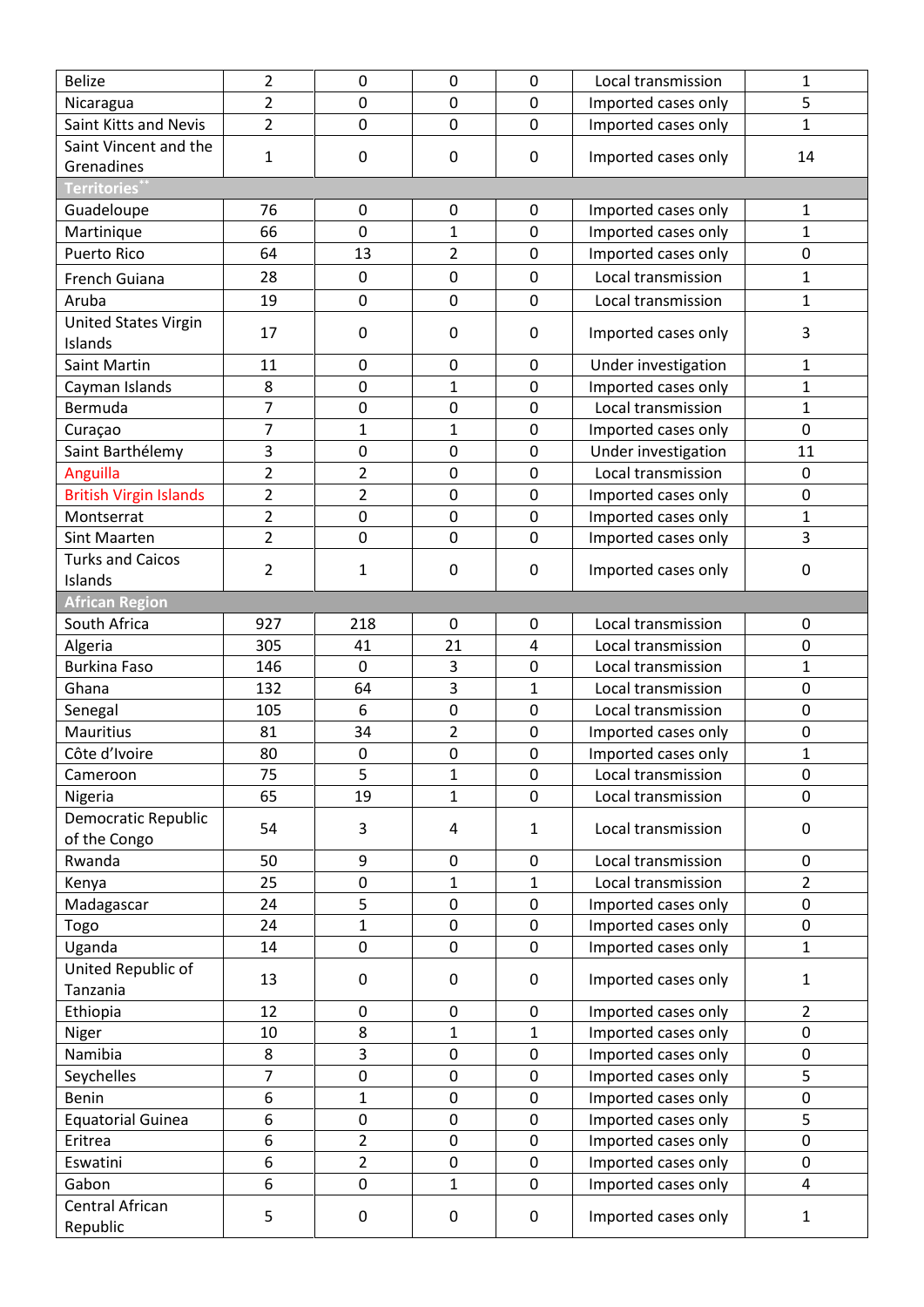| | | | | | | |
|---|---|---|---|---|---|---|
| Belize | 2 | 0 | 0 | 0 | Local transmission | 1 |
| Nicaragua | 2 | 0 | 0 | 0 | Imported cases only | 5 |
| Saint Kitts and Nevis | 2 | 0 | 0 | 0 | Imported cases only | 1 |
| Saint Vincent and the Grenadines | 1 | 0 | 0 | 0 | Imported cases only | 14 |
| **Territories**[**] | | | | | | |
| Guadeloupe | 76 | 0 | 0 | 0 | Imported cases only | 1 |
| Martinique | 66 | 0 | 1 | 0 | Imported cases only | 1 |
| Puerto Rico | 64 | 13 | 2 | 0 | Imported cases only | 0 |
| French Guiana | 28 | 0 | 0 | 0 | Local transmission | 1 |
| Aruba | 19 | 0 | 0 | 0 | Local transmission | 1 |
| United States Virgin Islands | 17 | 0 | 0 | 0 | Imported cases only | 3 |
| Saint Martin | 11 | 0 | 0 | 0 | Under investigation | 1 |
| Cayman Islands | 8 | 0 | 1 | 0 | Imported cases only | 1 |
| Bermuda | 7 | 0 | 0 | 0 | Local transmission | 1 |
| Curaçao | 7 | 1 | 1 | 0 | Imported cases only | 0 |
| Saint Barthélemy | 3 | 0 | 0 | 0 | Under investigation | 11 |
| Anguilla | 2 | 2 | 0 | 0 | Local transmission | 0 |
| British Virgin Islands | 2 | 2 | 0 | 0 | Imported cases only | 0 |
| Montserrat | 2 | 0 | 0 | 0 | Imported cases only | 1 |
| Sint Maarten | 2 | 0 | 0 | 0 | Imported cases only | 3 |
| Turks and Caicos Islands | 2 | 1 | 0 | 0 | Imported cases only | 0 |
| **African Region** | | | | | | |
| South Africa | 927 | 218 | 0 | 0 | Local transmission | 0 |
| Algeria | 305 | 41 | 21 | 4 | Local transmission | 0 |
| Burkina Faso | 146 | 0 | 3 | 0 | Local transmission | 1 |
| Ghana | 132 | 64 | 3 | 1 | Local transmission | 0 |
| Senegal | 105 | 6 | 0 | 0 | Local transmission | 0 |
| Mauritius | 81 | 34 | 2 | 0 | Imported cases only | 0 |
| Côte d'Ivoire | 80 | 0 | 0 | 0 | Imported cases only | 1 |
| Cameroon | 75 | 5 | 1 | 0 | Local transmission | 0 |
| Nigeria | 65 | 19 | 1 | 0 | Local transmission | 0 |
| Democratic Republic of the Congo | 54 | 3 | 4 | 1 | Local transmission | 0 |
| Rwanda | 50 | 9 | 0 | 0 | Local transmission | 0 |
| Kenya | 25 | 0 | 1 | 1 | Local transmission | 2 |
| Madagascar | 24 | 5 | 0 | 0 | Imported cases only | 0 |
| Togo | 24 | 1 | 0 | 0 | Imported cases only | 0 |
| Uganda | 14 | 0 | 0 | 0 | Imported cases only | 1 |
| United Republic of Tanzania | 13 | 0 | 0 | 0 | Imported cases only | 1 |
| Ethiopia | 12 | 0 | 0 | 0 | Imported cases only | 2 |
| Niger | 10 | 8 | 1 | 1 | Imported cases only | 0 |
| Namibia | 8 | 3 | 0 | 0 | Imported cases only | 0 |
| Seychelles | 7 | 0 | 0 | 0 | Imported cases only | 5 |
| Benin | 6 | 1 | 0 | 0 | Imported cases only | 0 |
| Equatorial Guinea | 6 | 0 | 0 | 0 | Imported cases only | 5 |
| Eritrea | 6 | 2 | 0 | 0 | Imported cases only | 0 |
| Eswatini | 6 | 2 | 0 | 0 | Imported cases only | 0 |
| Gabon | 6 | 0 | 1 | 0 | Imported cases only | 4 |
| Central African Republic | 5 | 0 | 0 | 0 | Imported cases only | 1 |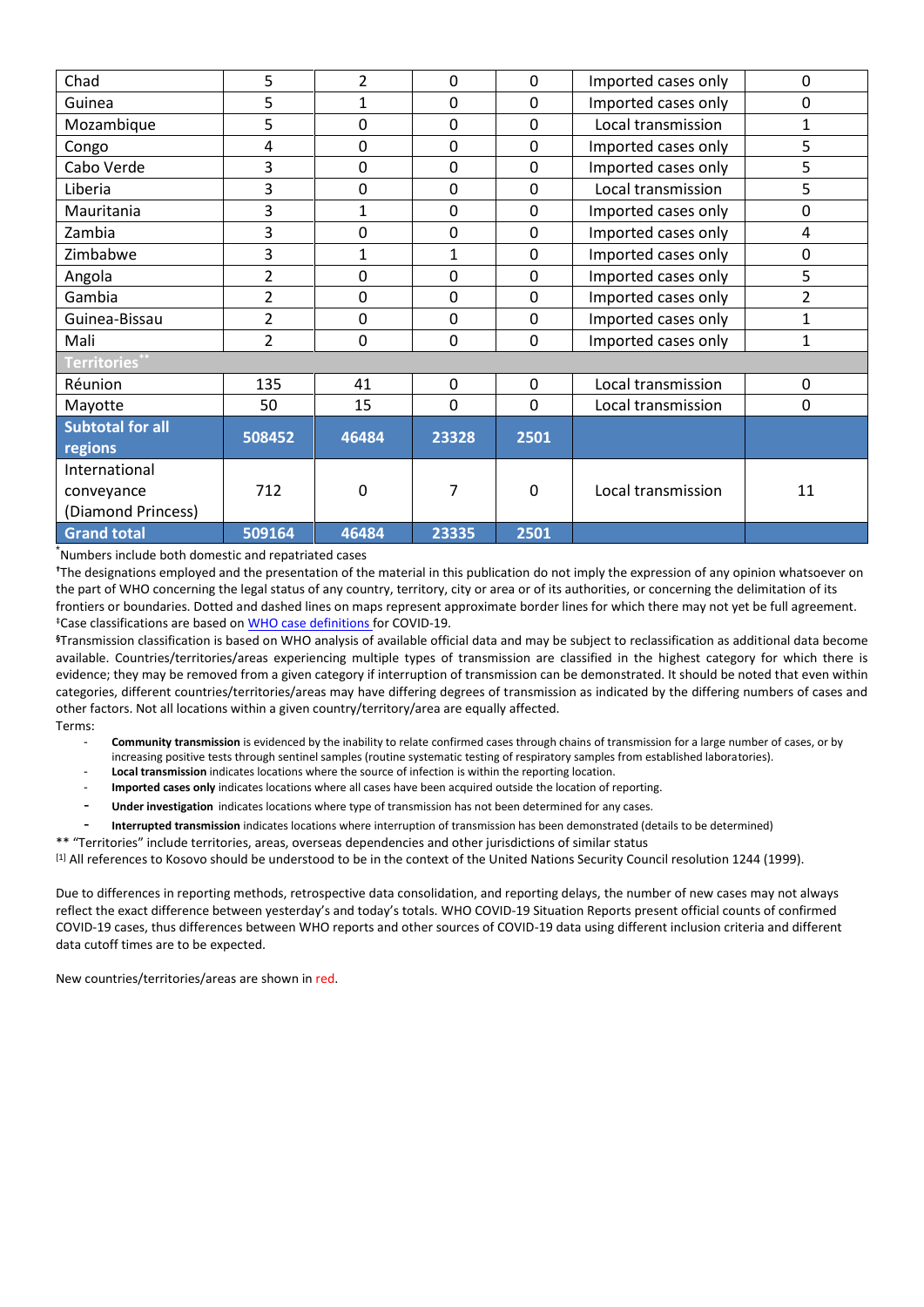| Chad | 5 | 2 | 0 | 0 | Imported cases only | 0 |
|---|---|---|---|---|---|---|
| Guinea | 5 | 1 | 0 | 0 | Imported cases only | 0 |
| Mozambique | 5 | 0 | 0 | 0 | Local transmission | 1 |
| Congo | 4 | 0 | 0 | 0 | Imported cases only | 5 |
| Cabo Verde | 3 | 0 | 0 | 0 | Imported cases only | 5 |
| Liberia | 3 | 0 | 0 | 0 | Local transmission | 5 |
| Mauritania | 3 | 1 | 0 | 0 | Imported cases only | 0 |
| Zambia | 3 | 0 | 0 | 0 | Imported cases only | 4 |
| Zimbabwe | 3 | 1 | 1 | 0 | Imported cases only | 0 |
| Angola | 2 | 0 | 0 | 0 | Imported cases only | 5 |
| Gambia | 2 | 0 | 0 | 0 | Imported cases only | 2 |
| Guinea-Bissau | 2 | 0 | 0 | 0 | Imported cases only | 1 |
| Mali | 2 | 0 | 0 | 0 | Imported cases only | 1 |
| **Territories****| | | | | | |
| Réunion | 135 | 41 | 0 | 0 | Local transmission | 0 |
| Mayotte | 50 | 15 | 0 | 0 | Local transmission | 0 |
| **Subtotal for all regions** | **508452** | **46484** | **23328** | **2501** | | |
| International conveyance (Diamond Princess) | 712 | 0 | 7 | 0 | Local transmission | 11 |
| **Grand total** | **509164** | **46484** | **23335** | **2501** | | |

*Numbers include both domestic and repatriated cases

†The designations employed and the presentation of the material in this publication do not imply the expression of any opinion whatsoever on the part of WHO concerning the legal status of any country, territory, city or area or of its authorities, or concerning the delimitation of its frontiers or boundaries. Dotted and dashed lines on maps represent approximate border lines for which there may not yet be full agreement.

‡Case classifications are based on WHO case definitions for COVID-19.

§Transmission classification is based on WHO analysis of available official data and may be subject to reclassification as additional data become available. Countries/territories/areas experiencing multiple types of transmission are classified in the highest category for which there is evidence; they may be removed from a given category if interruption of transmission can be demonstrated. It should be noted that even within categories, different countries/territories/areas may have differing degrees of transmission as indicated by the differing numbers of cases and other factors. Not all locations within a given country/territory/area are equally affected.

Terms:

- **Community transmission** is evidenced by the inability to relate confirmed cases through chains of transmission for a large number of cases, or by increasing positive tests through sentinel samples (routine systematic testing of respiratory samples from established laboratories).
- **Local transmission** indicates locations where the source of infection is within the reporting location.
- **Imported cases only** indicates locations where all cases have been acquired outside the location of reporting.
- **Under investigation** indicates locations where type of transmission has not been determined for any cases.
- **Interrupted transmission** indicates locations where interruption of transmission has been demonstrated (details to be determined)

** "Territories" include territories, areas, overseas dependencies and other jurisdictions of similar status

[1] All references to Kosovo should be understood to be in the context of the United Nations Security Council resolution 1244 (1999).

Due to differences in reporting methods, retrospective data consolidation, and reporting delays, the number of new cases may not always reflect the exact difference between yesterday's and today's totals. WHO COVID-19 Situation Reports present official counts of confirmed COVID-19 cases, thus differences between WHO reports and other sources of COVID-19 data using different inclusion criteria and different data cutoff times are to be expected.

New countries/territories/areas are shown in red.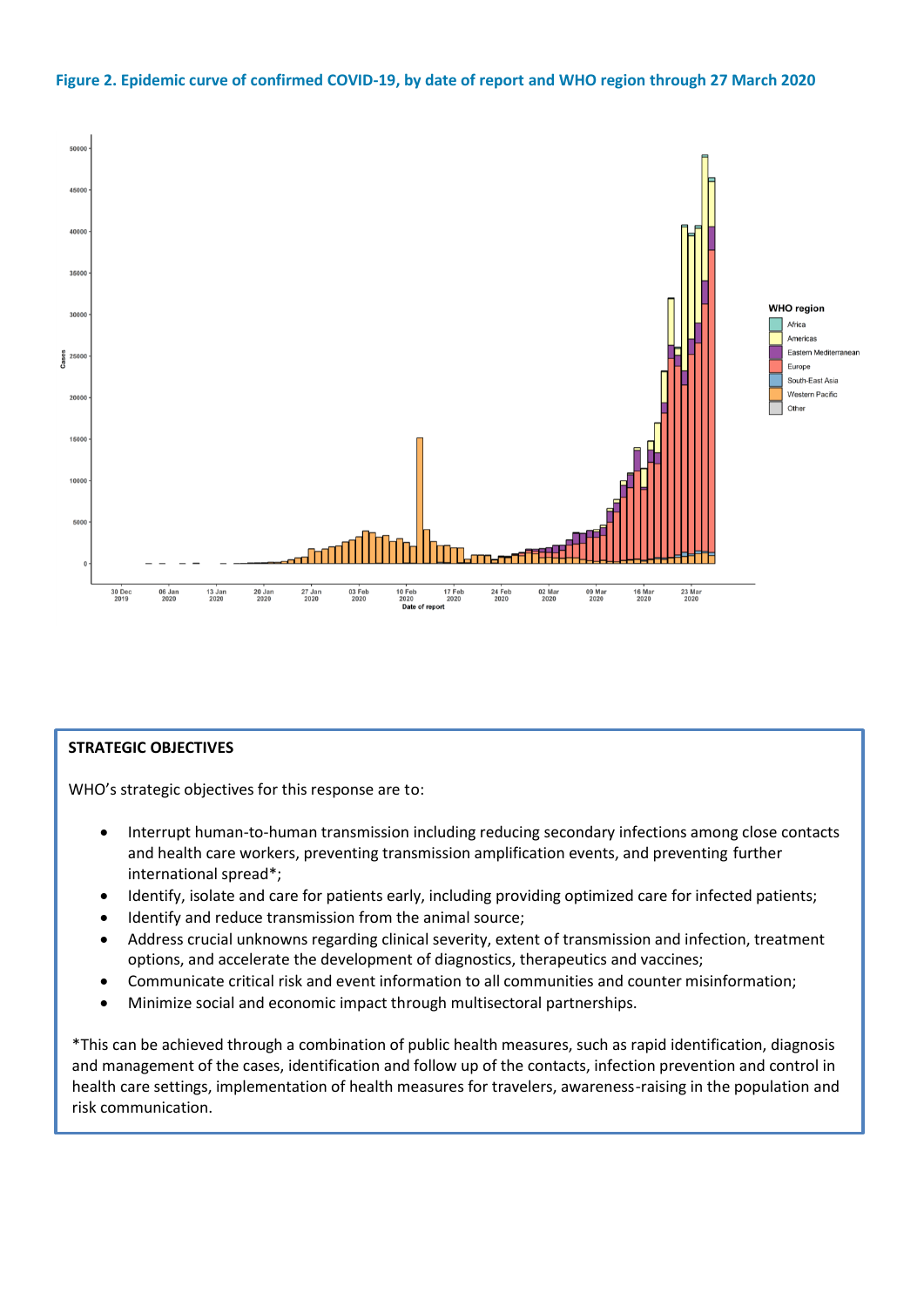**Figure 2. Epidemic curve of confirmed COVID-19, by date of report and WHO region through 27 March 2020**

**STRATEGIC OBJECTIVES**

WHO's strategic objectives for this response are to:

- Interrupt human-to-human transmission including reducing secondary infections among close contacts and health care workers, preventing transmission amplification events, and preventing further international spread*;
- Identify, isolate and care for patients early, including providing optimized care for infected patients;
- Identify and reduce transmission from the animal source;
- Address crucial unknowns regarding clinical severity, extent of transmission and infection, treatment options, and accelerate the development of diagnostics, therapeutics and vaccines;
- Communicate critical risk and event information to all communities and counter misinformation;
- Minimize social and economic impact through multisectoral partnerships.

*This can be achieved through a combination of public health measures, such as rapid identification, diagnosis and management of the cases, identification and follow up of the contacts, infection prevention and control in health care settings, implementation of health measures for travelers, awareness-raising in the population and risk communication.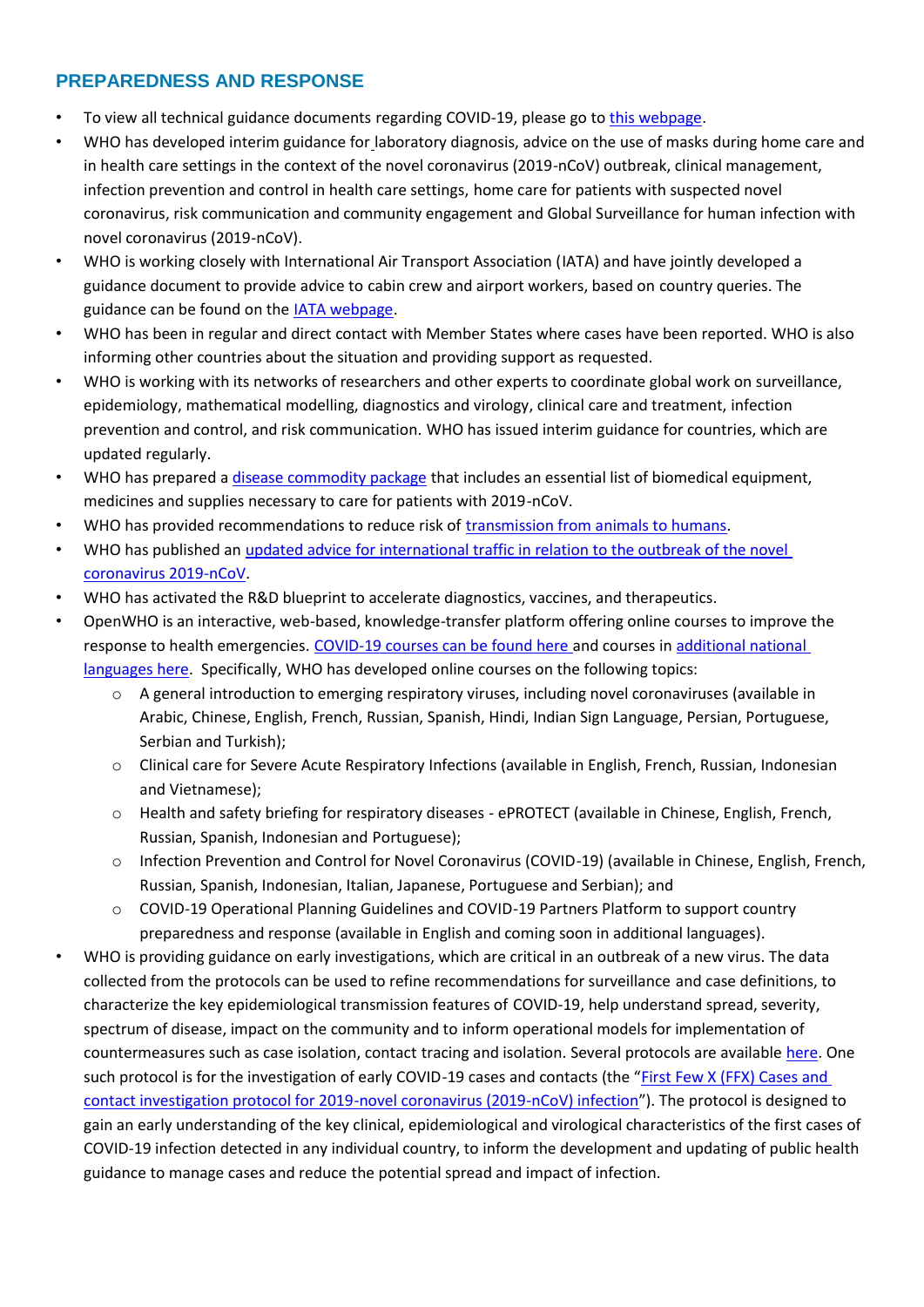## PREPAREDNESS AND RESPONSE

- To view all technical guidance documents regarding COVID-19, please go to this webpage.
- WHO has developed interim guidance for laboratory diagnosis, advice on the use of masks during home care and in health care settings in the context of the novel coronavirus (2019-nCoV) outbreak, clinical management, infection prevention and control in health care settings, home care for patients with suspected novel coronavirus, risk communication and community engagement and Global Surveillance for human infection with novel coronavirus (2019-nCoV).
- WHO is working closely with International Air Transport Association (IATA) and have jointly developed a guidance document to provide advice to cabin crew and airport workers, based on country queries. The guidance can be found on the IATA webpage.
- WHO has been in regular and direct contact with Member States where cases have been reported. WHO is also informing other countries about the situation and providing support as requested.
- WHO is working with its networks of researchers and other experts to coordinate global work on surveillance, epidemiology, mathematical modelling, diagnostics and virology, clinical care and treatment, infection prevention and control, and risk communication. WHO has issued interim guidance for countries, which are updated regularly.
- WHO has prepared a disease commodity package that includes an essential list of biomedical equipment, medicines and supplies necessary to care for patients with 2019-nCoV.
- WHO has provided recommendations to reduce risk of transmission from animals to humans.
- WHO has published an updated advice for international traffic in relation to the outbreak of the novel coronavirus 2019-nCoV.
- WHO has activated the R&D blueprint to accelerate diagnostics, vaccines, and therapeutics.
- OpenWHO is an interactive, web-based, knowledge-transfer platform offering online courses to improve the response to health emergencies. COVID-19 courses can be found here and courses in additional national languages here. Specifically, WHO has developed online courses on the following topics:
  - A general introduction to emerging respiratory viruses, including novel coronaviruses (available in Arabic, Chinese, English, French, Russian, Spanish, Hindi, Indian Sign Language, Persian, Portuguese, Serbian and Turkish);
  - Clinical care for Severe Acute Respiratory Infections (available in English, French, Russian, Indonesian and Vietnamese);
  - Health and safety briefing for respiratory diseases - ePROTECT (available in Chinese, English, French, Russian, Spanish, Indonesian and Portuguese);
  - Infection Prevention and Control for Novel Coronavirus (COVID-19) (available in Chinese, English, French, Russian, Spanish, Indonesian, Italian, Japanese, Portuguese and Serbian); and
  - COVID-19 Operational Planning Guidelines and COVID-19 Partners Platform to support country preparedness and response (available in English and coming soon in additional languages).
- WHO is providing guidance on early investigations, which are critical in an outbreak of a new virus. The data collected from the protocols can be used to refine recommendations for surveillance and case definitions, to characterize the key epidemiological transmission features of COVID-19, help understand spread, severity, spectrum of disease, impact on the community and to inform operational models for implementation of countermeasures such as case isolation, contact tracing and isolation. Several protocols are available here. One such protocol is for the investigation of early COVID-19 cases and contacts (the "First Few X (FFX) Cases and contact investigation protocol for 2019-novel coronavirus (2019-nCoV) infection"). The protocol is designed to gain an early understanding of the key clinical, epidemiological and virological characteristics of the first cases of COVID-19 infection detected in any individual country, to inform the development and updating of public health guidance to manage cases and reduce the potential spread and impact of infection.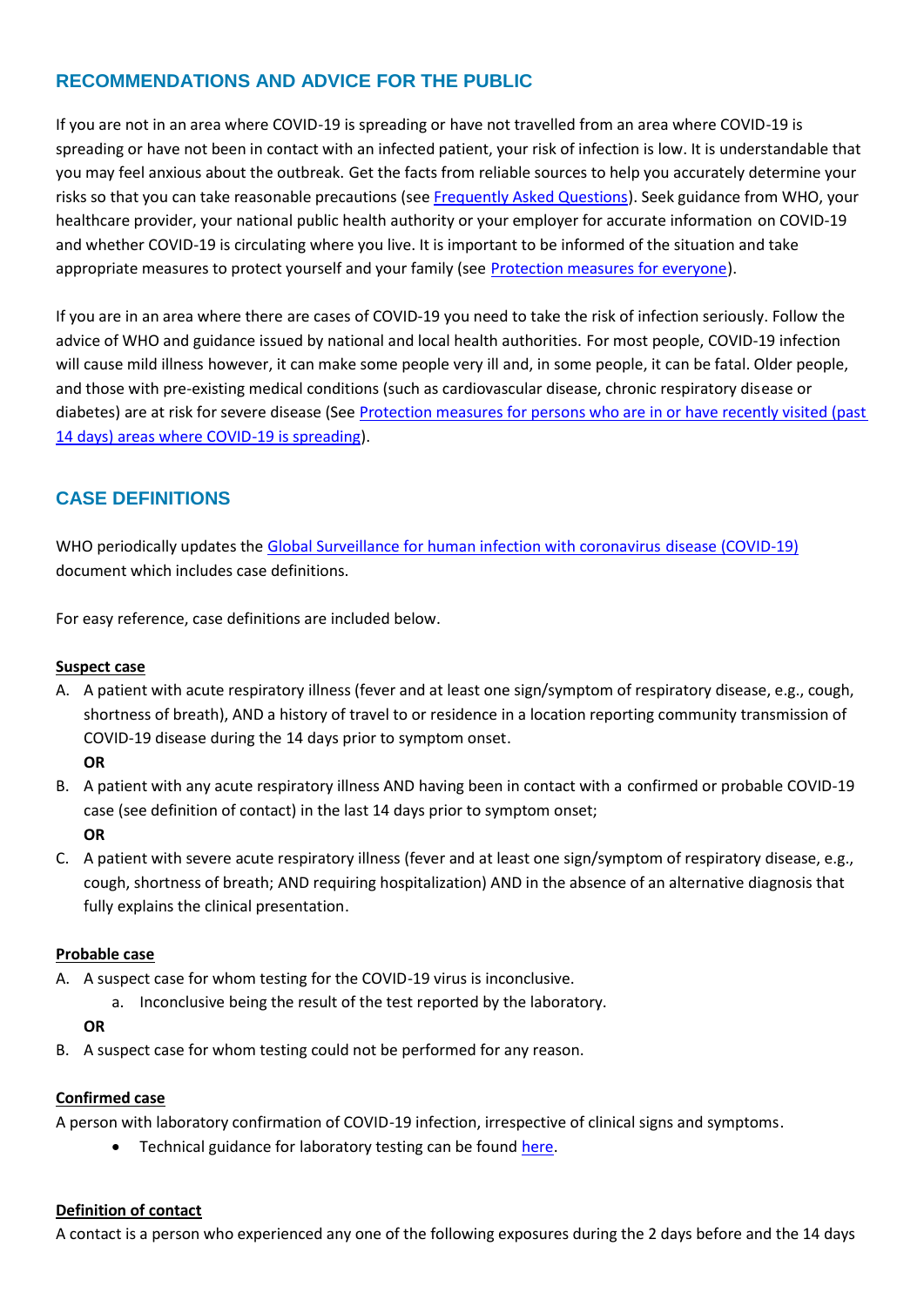## RECOMMENDATIONS AND ADVICE FOR THE PUBLIC

If you are not in an area where COVID-19 is spreading or have not travelled from an area where COVID-19 is spreading or have not been in contact with an infected patient, your risk of infection is low. It is understandable that you may feel anxious about the outbreak. Get the facts from reliable sources to help you accurately determine your risks so that you can take reasonable precautions (see [Frequently Asked Questions]). Seek guidance from WHO, your healthcare provider, your national public health authority or your employer for accurate information on COVID-19 and whether COVID-19 is circulating where you live. It is important to be informed of the situation and take appropriate measures to protect yourself and your family (see [Protection measures for everyone]).

If you are in an area where there are cases of COVID-19 you need to take the risk of infection seriously. Follow the advice of WHO and guidance issued by national and local health authorities. For most people, COVID-19 infection will cause mild illness however, it can make some people very ill and, in some people, it can be fatal. Older people, and those with pre-existing medical conditions (such as cardiovascular disease, chronic respiratory disease or diabetes) are at risk for severe disease (See [Protection measures for persons who are in or have recently visited (past 14 days) areas where COVID-19 is spreading]).

## CASE DEFINITIONS

WHO periodically updates the [Global Surveillance for human infection with coronavirus disease (COVID-19)] document which includes case definitions.

For easy reference, case definitions are included below.

**Suspect case**

A. A patient with acute respiratory illness (fever and at least one sign/symptom of respiratory disease, e.g., cough, shortness of breath), AND a history of travel to or residence in a location reporting community transmission of COVID-19 disease during the 14 days prior to symptom onset.
   **OR**
B. A patient with any acute respiratory illness AND having been in contact with a confirmed or probable COVID-19 case (see definition of contact) in the last 14 days prior to symptom onset;
   **OR**
C. A patient with severe acute respiratory illness (fever and at least one sign/symptom of respiratory disease, e.g., cough, shortness of breath; AND requiring hospitalization) AND in the absence of an alternative diagnosis that fully explains the clinical presentation.

**Probable case**

A. A suspect case for whom testing for the COVID-19 virus is inconclusive.
   a. Inconclusive being the result of the test reported by the laboratory.
   **OR**
B. A suspect case for whom testing could not be performed for any reason.

**Confirmed case**

A person with laboratory confirmation of COVID-19 infection, irrespective of clinical signs and symptoms.

- Technical guidance for laboratory testing can be found [here].

**Definition of contact**

A contact is a person who experienced any one of the following exposures during the 2 days before and the 14 days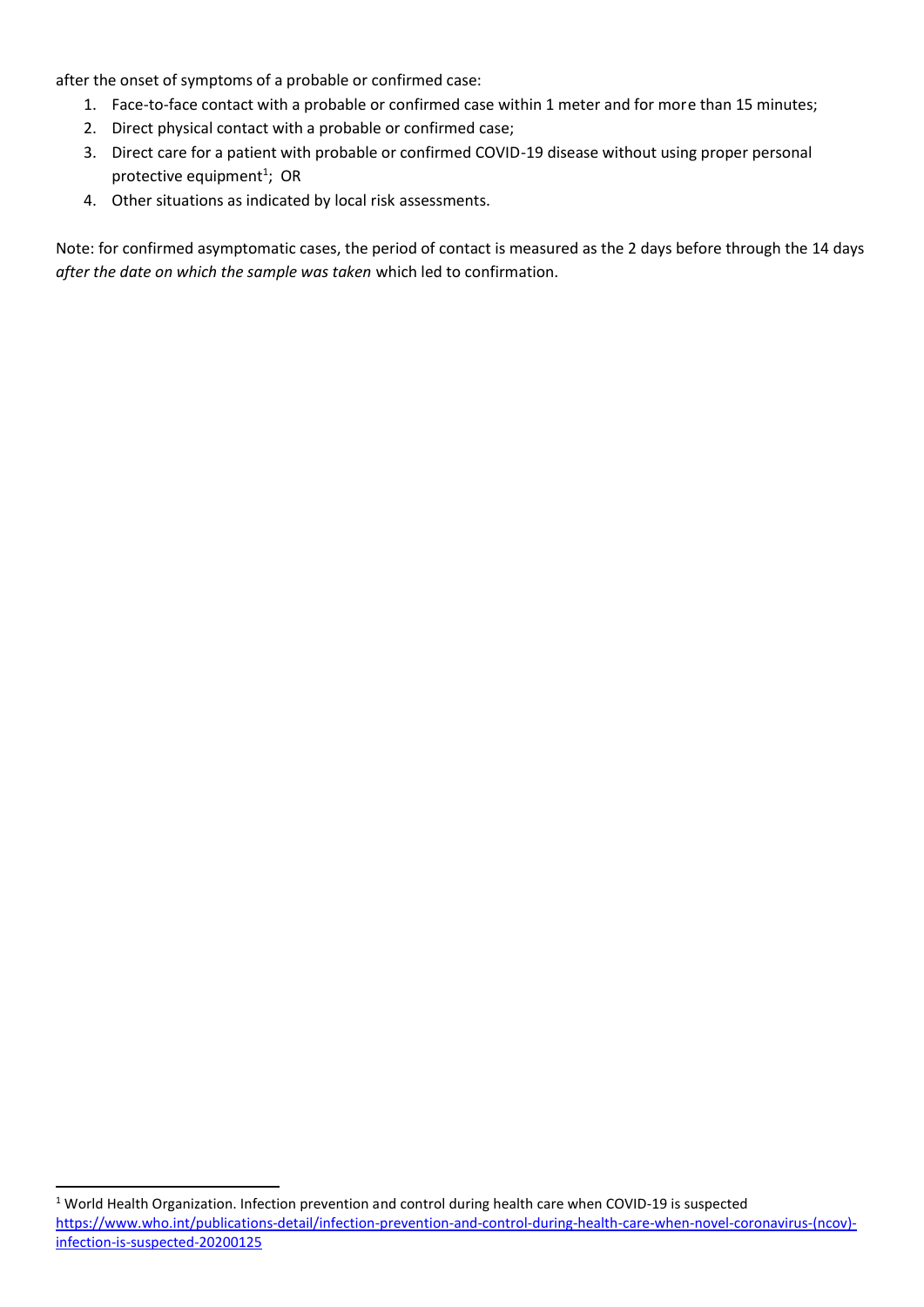after the onset of symptoms of a probable or confirmed case:

1. Face-to-face contact with a probable or confirmed case within 1 meter and for more than 15 minutes;
2. Direct physical contact with a probable or confirmed case;
3. Direct care for a patient with probable or confirmed COVID-19 disease without using proper personal protective equipment[1]; OR
4. Other situations as indicated by local risk assessments.

Note: for confirmed asymptomatic cases, the period of contact is measured as the 2 days before through the 14 days *after the date on which the sample was taken* which led to confirmation.

---

[1] World Health Organization. Infection prevention and control during health care when COVID-19 is suspected https://www.who.int/publications-detail/infection-prevention-and-control-during-health-care-when-novel-coronavirus-(ncov)-infection-is-suspected-20200125